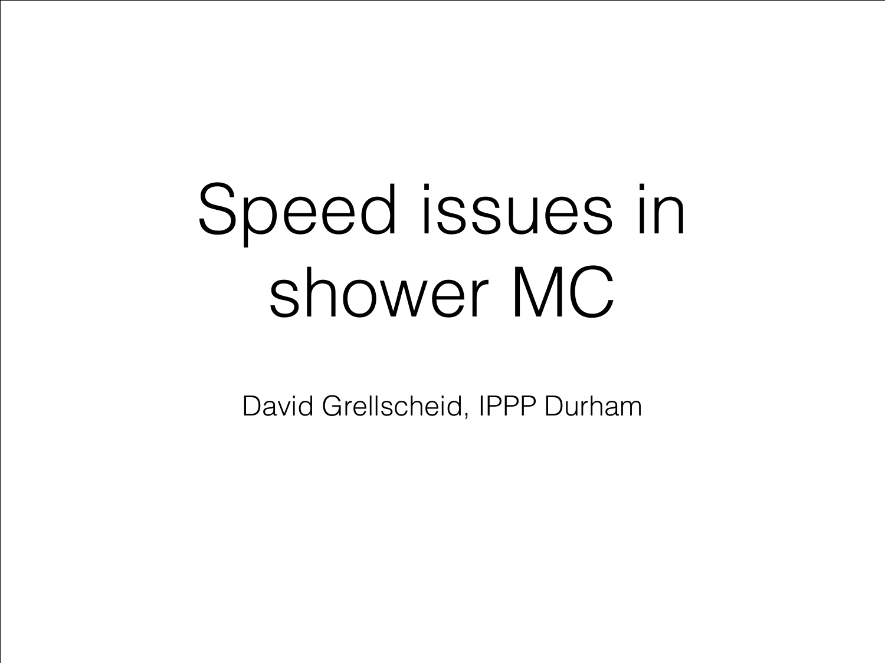# Speed issues in shower MC

David Grellscheid, IPPP Durham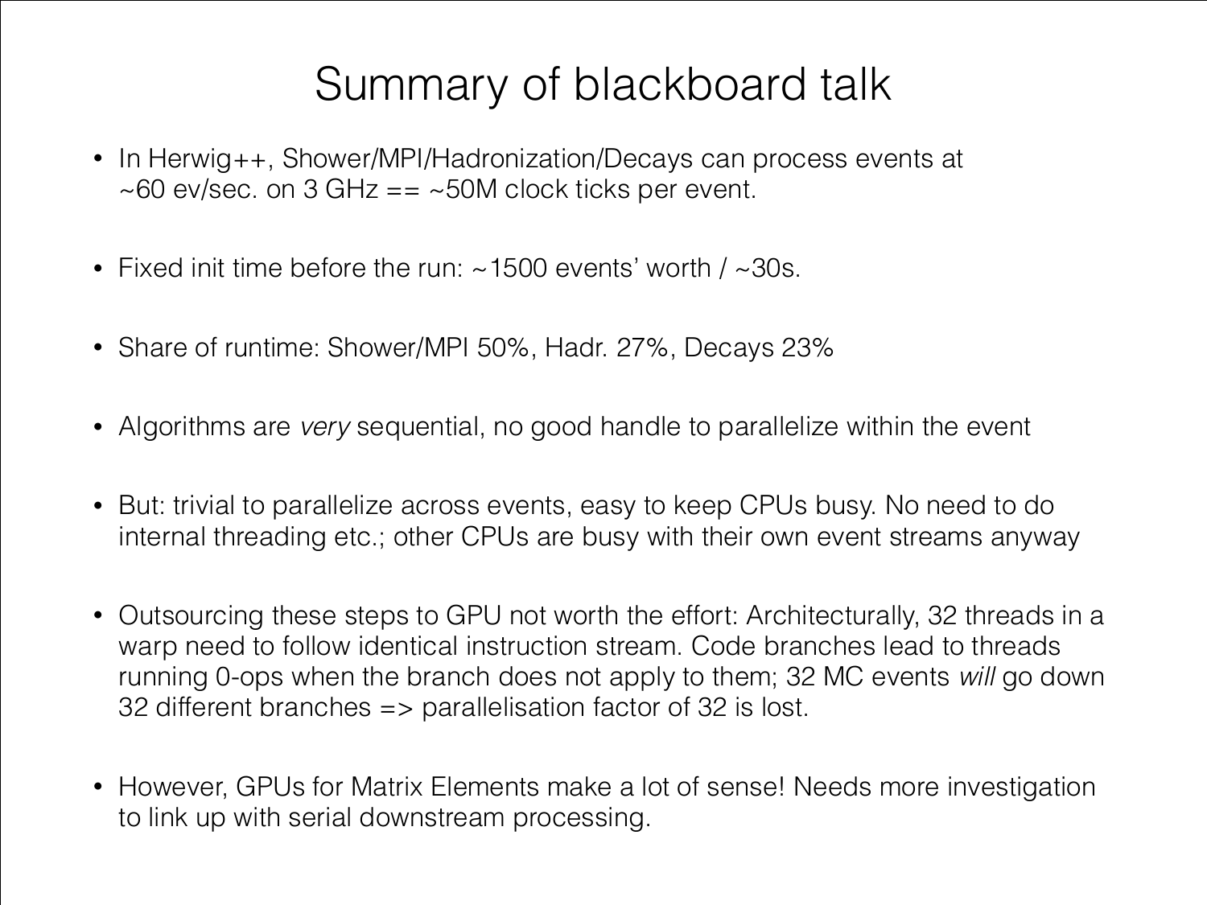# Summary of blackboard talk

- In Herwig++, Shower/MPI/Hadronization/Decays can process events at ~60 ev/sec. on 3 GHz == ~50M clock ticks per event.
- Fixed init time before the run: ~1500 events' worth / ~30s.
- Share of runtime: Shower/MPI 50%, Hadr. 27%, Decays 23%
- Algorithms are *very* sequential, no good handle to parallelize within the event
- But: trivial to parallelize across events, easy to keep CPUs busy. No need to do internal threading etc.; other CPUs are busy with their own event streams anyway
- Outsourcing these steps to GPU not worth the effort: Architecturally, 32 threads in a warp need to follow identical instruction stream. Code branches lead to threads running 0-ops when the branch does not apply to them; 32 MC events *will* go down 32 different branches => parallelisation factor of 32 is lost.
- However, GPUs for Matrix Elements make a lot of sense! Needs more investigation to link up with serial downstream processing.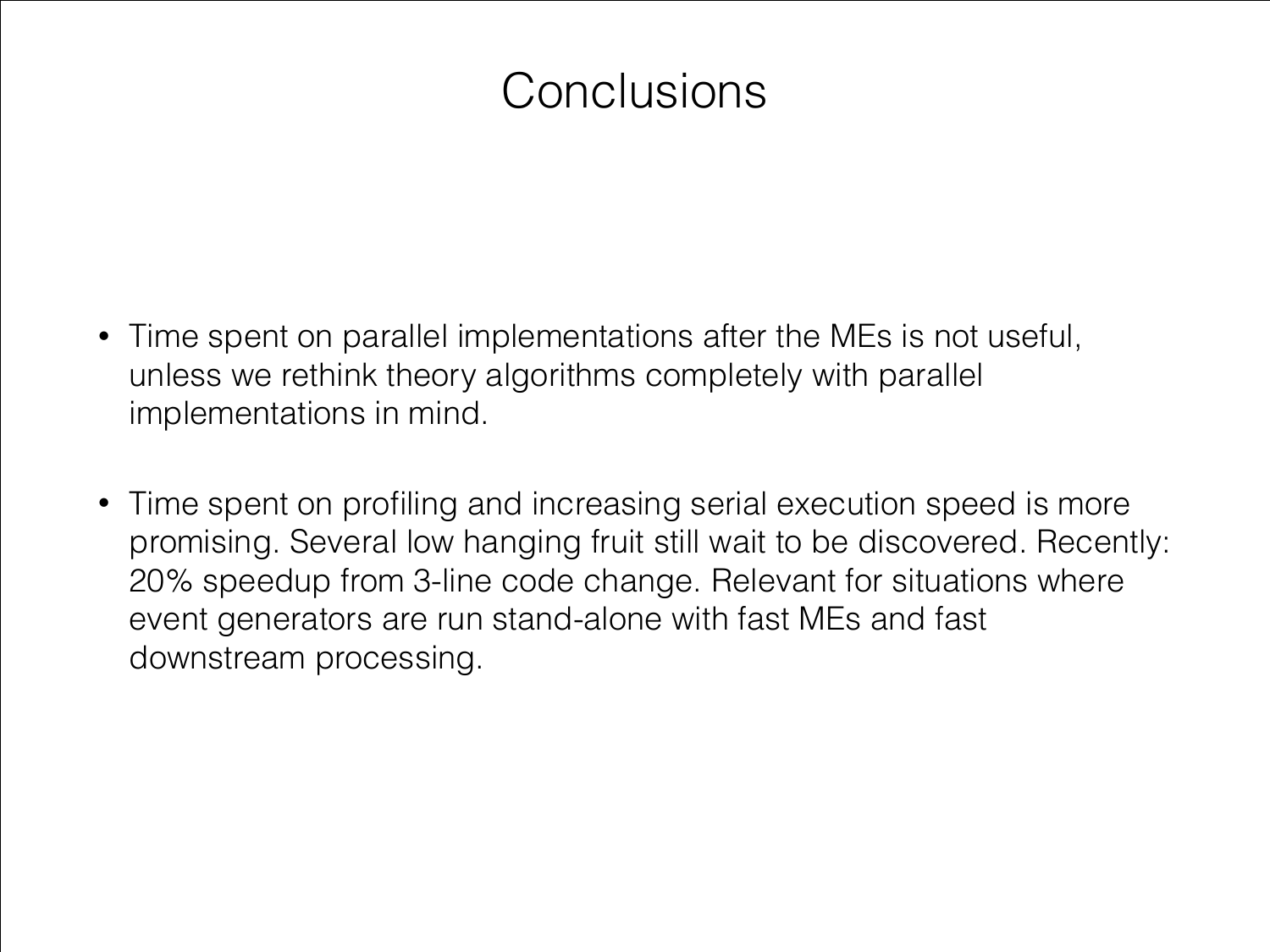# Conclusions

- Time spent on parallel implementations after the MEs is not useful, unless we rethink theory algorithms completely with parallel implementations in mind.
- Time spent on profiling and increasing serial execution speed is more promising. Several low hanging fruit still wait to be discovered. Recently: 20% speedup from 3-line code change. Relevant for situations where event generators are run stand-alone with fast MEs and fast downstream processing.